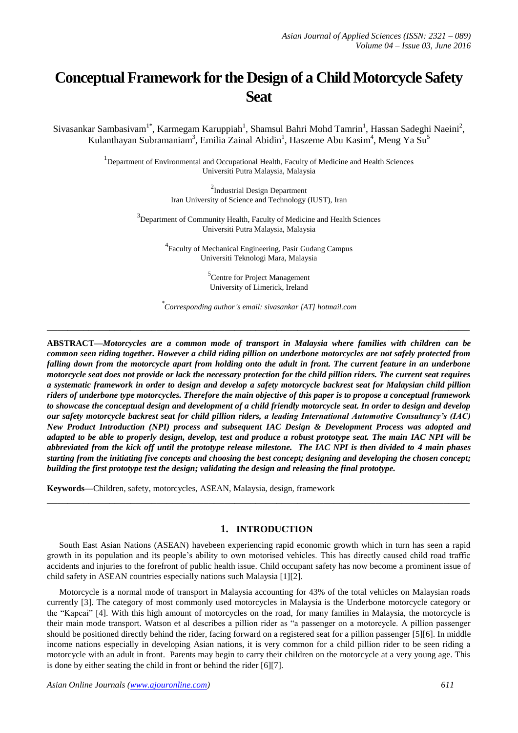# Conceptual Framework for the Design of a Child Motorcycle Safety Seat

Sivasankar Sambasivam[1*], Karmegam Karuppiah[1], Shamsul Bahri Mohd Tamrin[1], Hassan Sadeghi Naeini[2], Kulanthayan Subramaniam[3], Emilia Zainal Abidin[1], Haszeme Abu Kasim[4], Meng Ya Su[5]

[1]Department of Environmental and Occupational Health, Faculty of Medicine and Health Sciences
Universiti Putra Malaysia, Malaysia

[2]Industrial Design Department
Iran University of Science and Technology (IUST), Iran

[3]Department of Community Health, Faculty of Medicine and Health Sciences
Universiti Putra Malaysia, Malaysia

[4]Faculty of Mechanical Engineering, Pasir Gudang Campus
Universiti Teknologi Mara, Malaysia

[5]Centre for Project Management
University of Limerick, Ireland

[*]*Corresponding author's email: sivasankar [AT] hotmail.com*

---

**ABSTRACT—*Motorcycles are a common mode of transport in Malaysia where families with children can be common seen riding together. However a child riding pillion on underbone motorcycles are not safely protected from falling down from the motorcycle apart from holding onto the adult in front. The current feature in an underbone motorcycle seat does not provide or lack the necessary protection for the child pillion riders. The current seat requires a systematic framework in order to design and develop a safety motorcycle backrest seat for Malaysian child pillion riders of underbone type motorcycles. Therefore the main objective of this paper is to propose a conceptual framework to showcase the conceptual design and development of a child friendly motorcycle seat. In order to design and develop our safety motorcycle backrest seat for child pillion riders, a leading International Automotive Consultancy's (IAC) New Product Introduction (NPI) process and subsequent IAC Design & Development Process was adopted and adapted to be able to properly design, develop, test and produce a robust prototype seat. The main IAC NPI will be abbreviated from the kick off until the prototype release milestone. The IAC NPI is then divided to 4 main phases starting from the initiating five concepts and choosing the best concept; designing and developing the chosen concept; building the first prototype test the design; validating the design and releasing the final prototype.***

**Keywords—**Children, safety, motorcycles, ASEAN, Malaysia, design, framework

---

## 1. INTRODUCTION

South East Asian Nations (ASEAN) havebeen experiencing rapid economic growth which in turn has seen a rapid growth in its population and its people's ability to own motorised vehicles. This has directly caused child road traffic accidents and injuries to the forefront of public health issue. Child occupant safety has now become a prominent issue of child safety in ASEAN countries especially nations such Malaysia [1][2].

Motorcycle is a normal mode of transport in Malaysia accounting for 43% of the total vehicles on Malaysian roads currently [3]. The category of most commonly used motorcycles in Malaysia is the Underbone motorcycle category or the "Kapcai" [4]. With this high amount of motorcycles on the road, for many families in Malaysia, the motorcycle is their main mode transport. Watson et al describes a pillion rider as "a passenger on a motorcycle. A pillion passenger should be positioned directly behind the rider, facing forward on a registered seat for a pillion passenger [5][6]. In middle income nations especially in developing Asian nations, it is very common for a child pillion rider to be seen riding a motorcycle with an adult in front. Parents may begin to carry their children on the motorcycle at a very young age. This is done by either seating the child in front or behind the rider [6][7].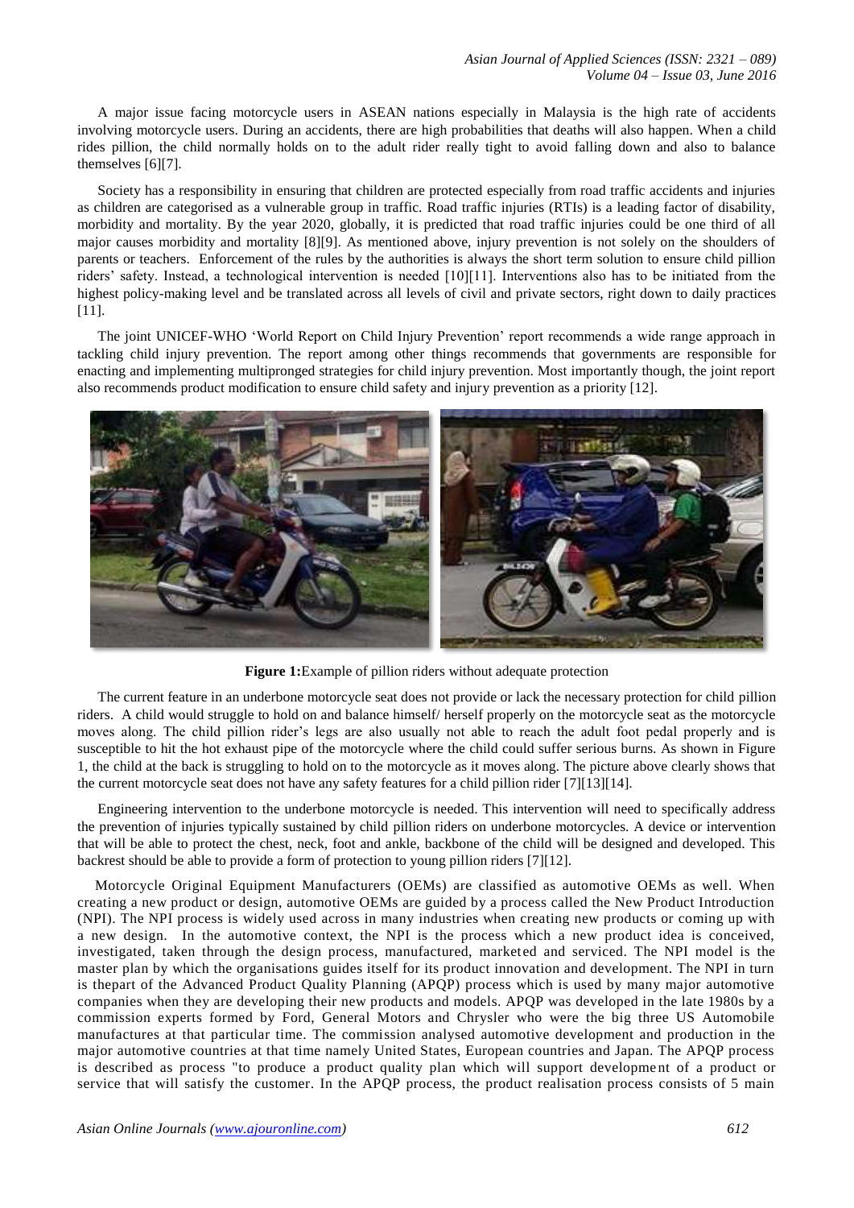A major issue facing motorcycle users in ASEAN nations especially in Malaysia is the high rate of accidents involving motorcycle users. During an accidents, there are high probabilities that deaths will also happen. When a child rides pillion, the child normally holds on to the adult rider really tight to avoid falling down and also to balance themselves [6][7].

Society has a responsibility in ensuring that children are protected especially from road traffic accidents and injuries as children are categorised as a vulnerable group in traffic. Road traffic injuries (RTIs) is a leading factor of disability, morbidity and mortality. By the year 2020, globally, it is predicted that road traffic injuries could be one third of all major causes morbidity and mortality [8][9]. As mentioned above, injury prevention is not solely on the shoulders of parents or teachers. Enforcement of the rules by the authorities is always the short term solution to ensure child pillion riders' safety. Instead, a technological intervention is needed [10][11]. Interventions also has to be initiated from the highest policy-making level and be translated across all levels of civil and private sectors, right down to daily practices [11].

The joint UNICEF-WHO 'World Report on Child Injury Prevention' report recommends a wide range approach in tackling child injury prevention. The report among other things recommends that governments are responsible for enacting and implementing multipronged strategies for child injury prevention. Most importantly though, the joint report also recommends product modification to ensure child safety and injury prevention as a priority [12].

**Figure 1:**Example of pillion riders without adequate protection

The current feature in an underbone motorcycle seat does not provide or lack the necessary protection for child pillion riders. A child would struggle to hold on and balance himself/ herself properly on the motorcycle seat as the motorcycle moves along. The child pillion rider's legs are also usually not able to reach the adult foot pedal properly and is susceptible to hit the hot exhaust pipe of the motorcycle where the child could suffer serious burns. As shown in Figure 1, the child at the back is struggling to hold on to the motorcycle as it moves along. The picture above clearly shows that the current motorcycle seat does not have any safety features for a child pillion rider [7][13][14].

Engineering intervention to the underbone motorcycle is needed. This intervention will need to specifically address the prevention of injuries typically sustained by child pillion riders on underbone motorcycles. A device or intervention that will be able to protect the chest, neck, foot and ankle, backbone of the child will be designed and developed. This backrest should be able to provide a form of protection to young pillion riders [7][12].

Motorcycle Original Equipment Manufacturers (OEMs) are classified as automotive OEMs as well. When creating a new product or design, automotive OEMs are guided by a process called the New Product Introduction (NPI). The NPI process is widely used across in many industries when creating new products or coming up with a new design. In the automotive context, the NPI is the process which a new product idea is conceived, investigated, taken through the design process, manufactured, marketed and serviced. The NPI model is the master plan by which the organisations guides itself for its product innovation and development. The NPI in turn is thepart of the Advanced Product Quality Planning (APQP) process which is used by many major automotive companies when they are developing their new products and models. APQP was developed in the late 1980s by a commission experts formed by Ford, General Motors and Chrysler who were the big three US Automobile manufactures at that particular time. The commission analysed automotive development and production in the major automotive countries at that time namely United States, European countries and Japan. The APQP process is described as process "to produce a product quality plan which will support development of a product or service that will satisfy the customer. In the APQP process, the product realisation process consists of 5 main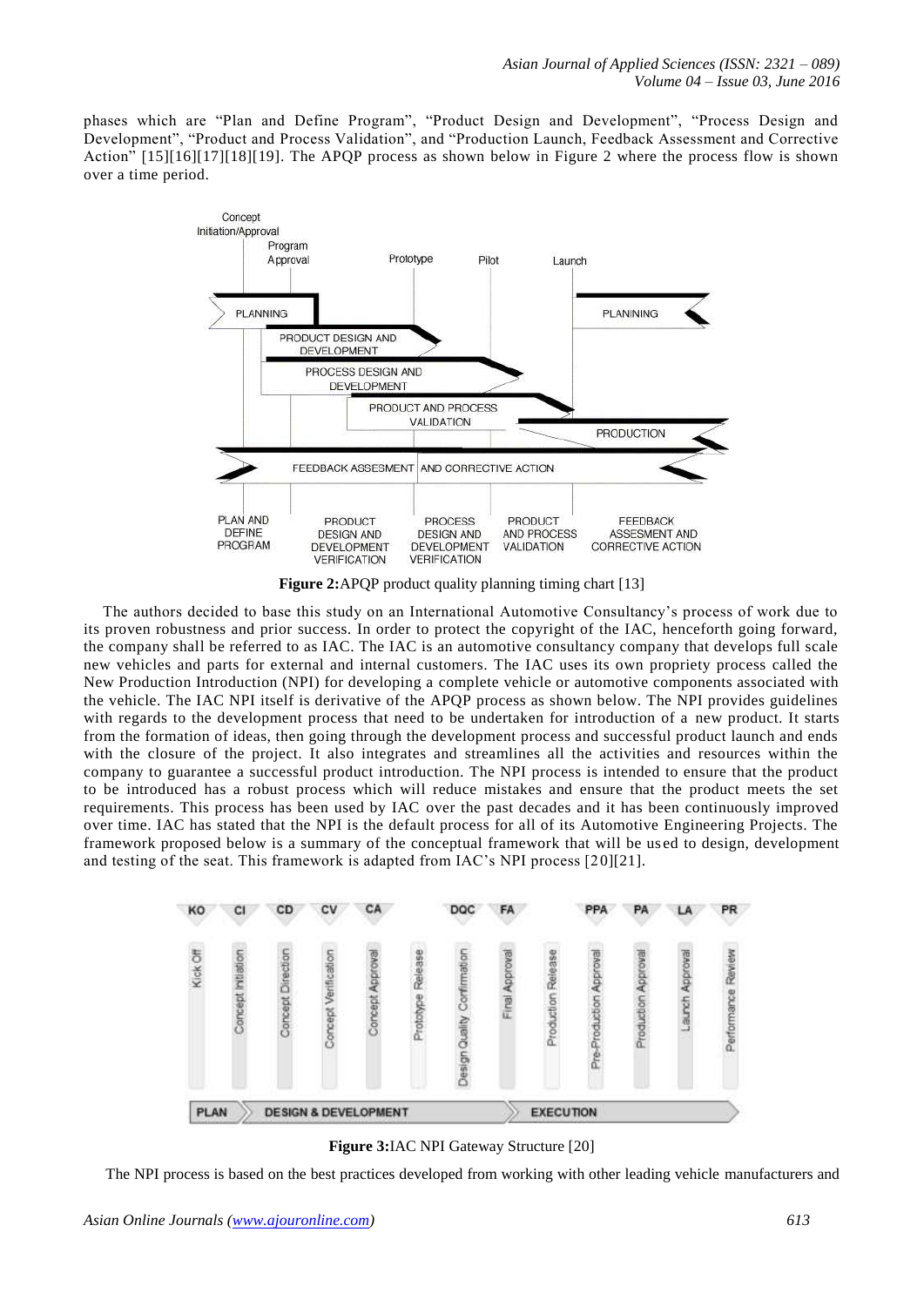phases which are "Plan and Define Program", "Product Design and Development", "Process Design and Development", "Product and Process Validation", and "Production Launch, Feedback Assessment and Corrective Action" [15][16][17][18][19]. The APQP process as shown below in Figure 2 where the process flow is shown over a time period.

**Figure 2:** APQP product quality planning timing chart [13]

The authors decided to base this study on an International Automotive Consultancy's process of work due to its proven robustness and prior success. In order to protect the copyright of the IAC, henceforth going forward, the company shall be referred to as IAC. The IAC is an automotive consultancy company that develops full scale new vehicles and parts for external and internal customers. The IAC uses its own propriety process called the New Production Introduction (NPI) for developing a complete vehicle or automotive components associated with the vehicle. The IAC NPI itself is derivative of the APQP process as shown below. The NPI provides guidelines with regards to the development process that need to be undertaken for introduction of a new product. It starts from the formation of ideas, then going through the development process and successful product launch and ends with the closure of the project. It also integrates and streamlines all the activities and resources within the company to guarantee a successful product introduction. The NPI process is intended to ensure that the product to be introduced has a robust process which will reduce mistakes and ensure that the product meets the set requirements. This process has been used by IAC over the past decades and it has been continuously improved over time. IAC has stated that the NPI is the default process for all of its Automotive Engineering Projects. The framework proposed below is a summary of the conceptual framework that will be used to design, development and testing of the seat. This framework is adapted from IAC's NPI process [20][21].

**Figure 3:** IAC NPI Gateway Structure [20]

The NPI process is based on the best practices developed from working with other leading vehicle manufacturers and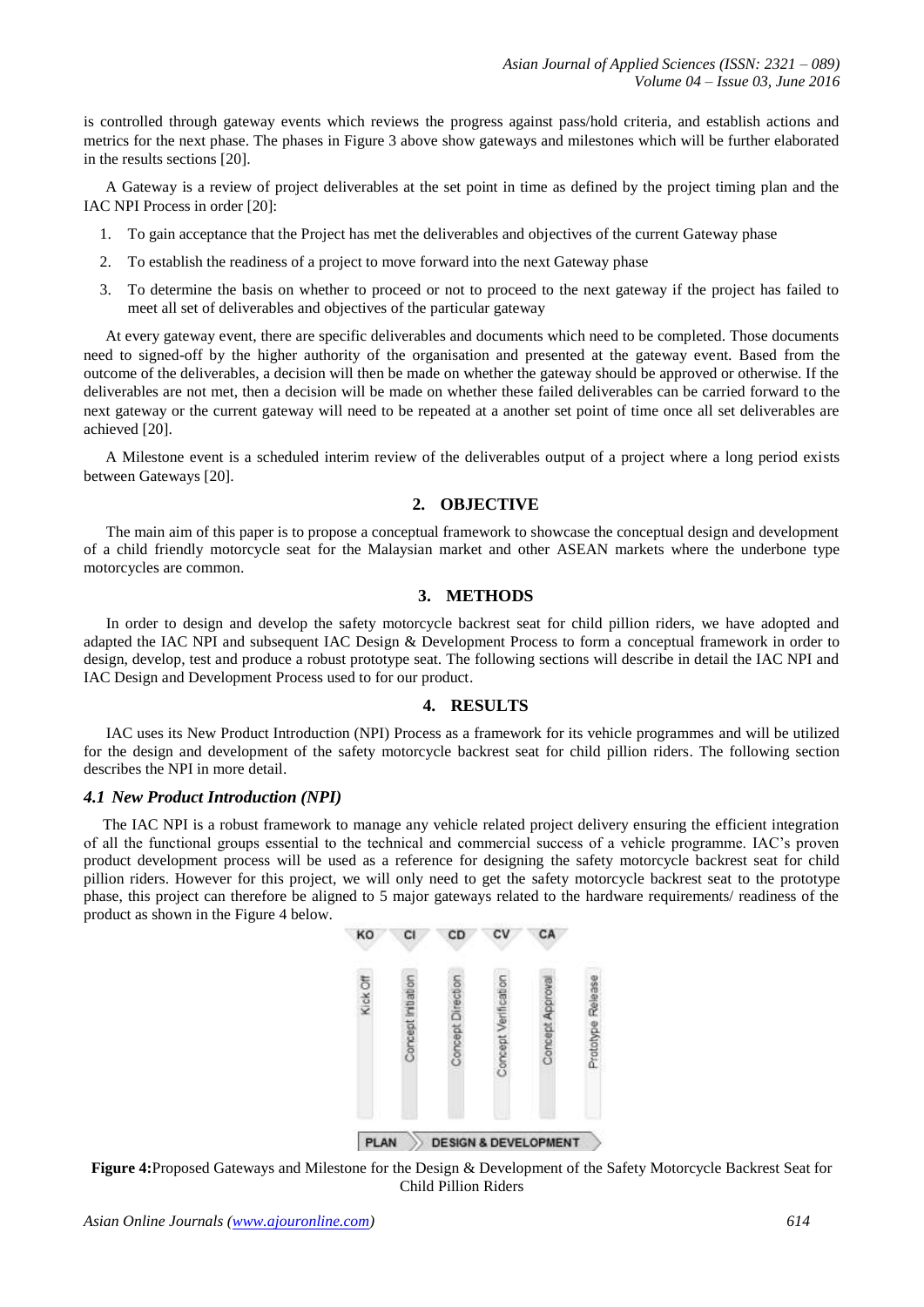is controlled through gateway events which reviews the progress against pass/hold criteria, and establish actions and metrics for the next phase. The phases in Figure 3 above show gateways and milestones which will be further elaborated in the results sections [20].

A Gateway is a review of project deliverables at the set point in time as defined by the project timing plan and the IAC NPI Process in order [20]:

1. To gain acceptance that the Project has met the deliverables and objectives of the current Gateway phase
2. To establish the readiness of a project to move forward into the next Gateway phase
3. To determine the basis on whether to proceed or not to proceed to the next gateway if the project has failed to meet all set of deliverables and objectives of the particular gateway

At every gateway event, there are specific deliverables and documents which need to be completed. Those documents need to signed-off by the higher authority of the organisation and presented at the gateway event. Based from the outcome of the deliverables, a decision will then be made on whether the gateway should be approved or otherwise. If the deliverables are not met, then a decision will be made on whether these failed deliverables can be carried forward to the next gateway or the current gateway will need to be repeated at a another set point of time once all set deliverables are achieved [20].

A Milestone event is a scheduled interim review of the deliverables output of a project where a long period exists between Gateways [20].

## 2. OBJECTIVE

The main aim of this paper is to propose a conceptual framework to showcase the conceptual design and development of a child friendly motorcycle seat for the Malaysian market and other ASEAN markets where the underbone type motorcycles are common.

## 3. METHODS

In order to design and develop the safety motorcycle backrest seat for child pillion riders, we have adopted and adapted the IAC NPI and subsequent IAC Design & Development Process to form a conceptual framework in order to design, develop, test and produce a robust prototype seat. The following sections will describe in detail the IAC NPI and IAC Design and Development Process used to for our product.

## 4. RESULTS

IAC uses its New Product Introduction (NPI) Process as a framework for its vehicle programmes and will be utilized for the design and development of the safety motorcycle backrest seat for child pillion riders. The following section describes the NPI in more detail.

### *4.1 New Product Introduction (NPI)*

The IAC NPI is a robust framework to manage any vehicle related project delivery ensuring the efficient integration of all the functional groups essential to the technical and commercial success of a vehicle programme. IAC's proven product development process will be used as a reference for designing the safety motorcycle backrest seat for child pillion riders. However for this project, we will only need to get the safety motorcycle backrest seat to the prototype phase, this project can therefore be aligned to 5 major gateways related to the hardware requirements/ readiness of the product as shown in the Figure 4 below.

KO | CI | CD | CV | CA

Kick Off | Concept Initiation | Concept Direction | Concept Verification | Concept Approval | Prototype Release

PLAN | DESIGN & DEVELOPMENT

**Figure 4:** Proposed Gateways and Milestone for the Design & Development of the Safety Motorcycle Backrest Seat for Child Pillion Riders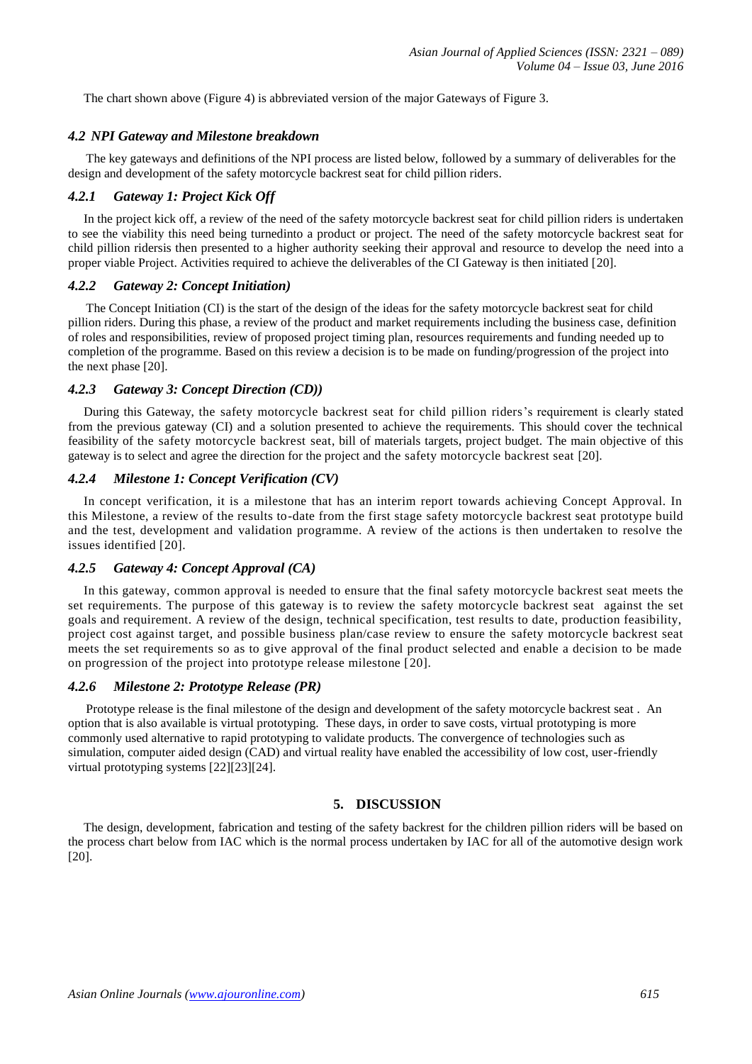The chart shown above (Figure 4) is abbreviated version of the major Gateways of Figure 3.

### *4.2 NPI Gateway and Milestone breakdown*

The key gateways and definitions of the NPI process are listed below, followed by a summary of deliverables for the design and development of the safety motorcycle backrest seat for child pillion riders.

#### *4.2.1 Gateway 1: Project Kick Off*

In the project kick off, a review of the need of the safety motorcycle backrest seat for child pillion riders is undertaken to see the viability this need being turnedinto a product or project. The need of the safety motorcycle backrest seat for child pillion ridersis then presented to a higher authority seeking their approval and resource to develop the need into a proper viable Project. Activities required to achieve the deliverables of the CI Gateway is then initiated [20].

#### *4.2.2 Gateway 2: Concept Initiation)*

The Concept Initiation (CI) is the start of the design of the ideas for the safety motorcycle backrest seat for child pillion riders. During this phase, a review of the product and market requirements including the business case, definition of roles and responsibilities, review of proposed project timing plan, resources requirements and funding needed up to completion of the programme. Based on this review a decision is to be made on funding/progression of the project into the next phase [20].

#### *4.2.3 Gateway 3: Concept Direction (CD))*

During this Gateway, the safety motorcycle backrest seat for child pillion riders's requirement is clearly stated from the previous gateway (CI) and a solution presented to achieve the requirements. This should cover the technical feasibility of the safety motorcycle backrest seat, bill of materials targets, project budget. The main objective of this gateway is to select and agree the direction for the project and the safety motorcycle backrest seat [20].

#### *4.2.4 Milestone 1: Concept Verification (CV)*

In concept verification, it is a milestone that has an interim report towards achieving Concept Approval. In this Milestone, a review of the results to-date from the first stage safety motorcycle backrest seat prototype build and the test, development and validation programme. A review of the actions is then undertaken to resolve the issues identified [20].

#### *4.2.5 Gateway 4: Concept Approval (CA)*

In this gateway, common approval is needed to ensure that the final safety motorcycle backrest seat meets the set requirements. The purpose of this gateway is to review the safety motorcycle backrest seat against the set goals and requirement. A review of the design, technical specification, test results to date, production feasibility, project cost against target, and possible business plan/case review to ensure the safety motorcycle backrest seat meets the set requirements so as to give approval of the final product selected and enable a decision to be made on progression of the project into prototype release milestone [20].

#### *4.2.6 Milestone 2: Prototype Release (PR)*

Prototype release is the final milestone of the design and development of the safety motorcycle backrest seat . An option that is also available is virtual prototyping. These days, in order to save costs, virtual prototyping is more commonly used alternative to rapid prototyping to validate products. The convergence of technologies such as simulation, computer aided design (CAD) and virtual reality have enabled the accessibility of low cost, user-friendly virtual prototyping systems [22][23][24].

## 5. DISCUSSION

The design, development, fabrication and testing of the safety backrest for the children pillion riders will be based on the process chart below from IAC which is the normal process undertaken by IAC for all of the automotive design work [20].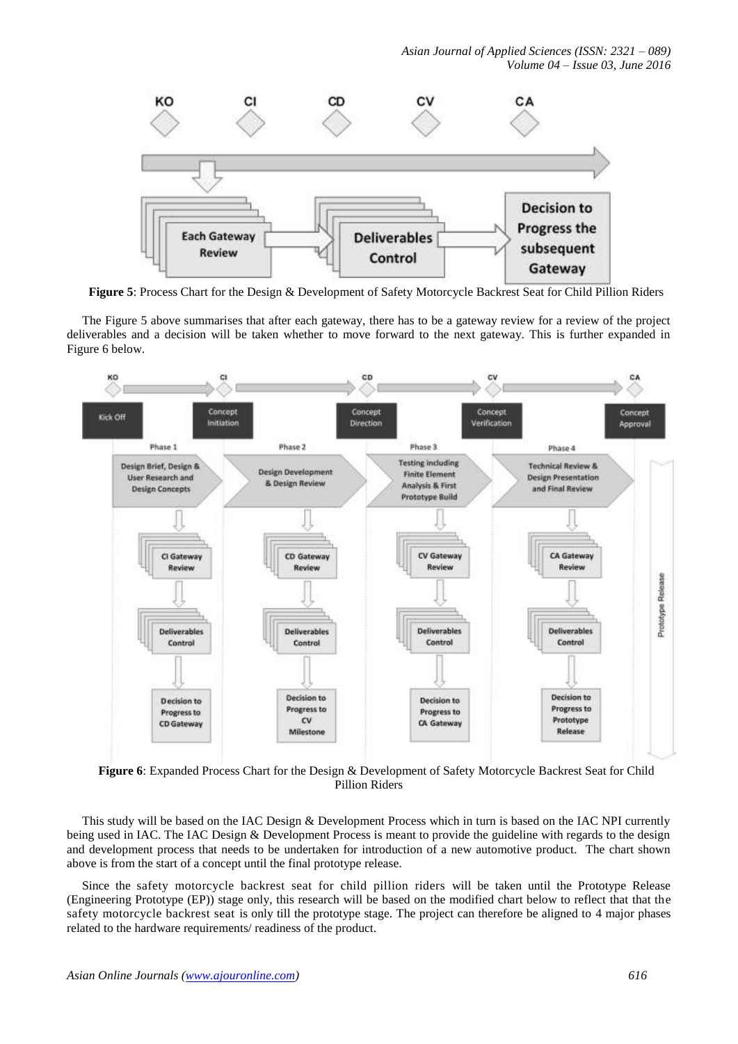**Figure 5**: Process Chart for the Design & Development of Safety Motorcycle Backrest Seat for Child Pillion Riders

The Figure 5 above summarises that after each gateway, there has to be a gateway review for a review of the project deliverables and a decision will be taken whether to move forward to the next gateway. This is further expanded in Figure 6 below.

**Figure 6**: Expanded Process Chart for the Design & Development of Safety Motorcycle Backrest Seat for Child Pillion Riders

This study will be based on the IAC Design & Development Process which in turn is based on the IAC NPI currently being used in IAC. The IAC Design & Development Process is meant to provide the guideline with regards to the design and development process that needs to be undertaken for introduction of a new automotive product. The chart shown above is from the start of a concept until the final prototype release.

Since the safety motorcycle backrest seat for child pillion riders will be taken until the Prototype Release (Engineering Prototype (EP)) stage only, this research will be based on the modified chart below to reflect that the safety motorcycle backrest seat is only till the prototype stage. The project can therefore be aligned to 4 major phases related to the hardware requirements/ readiness of the product.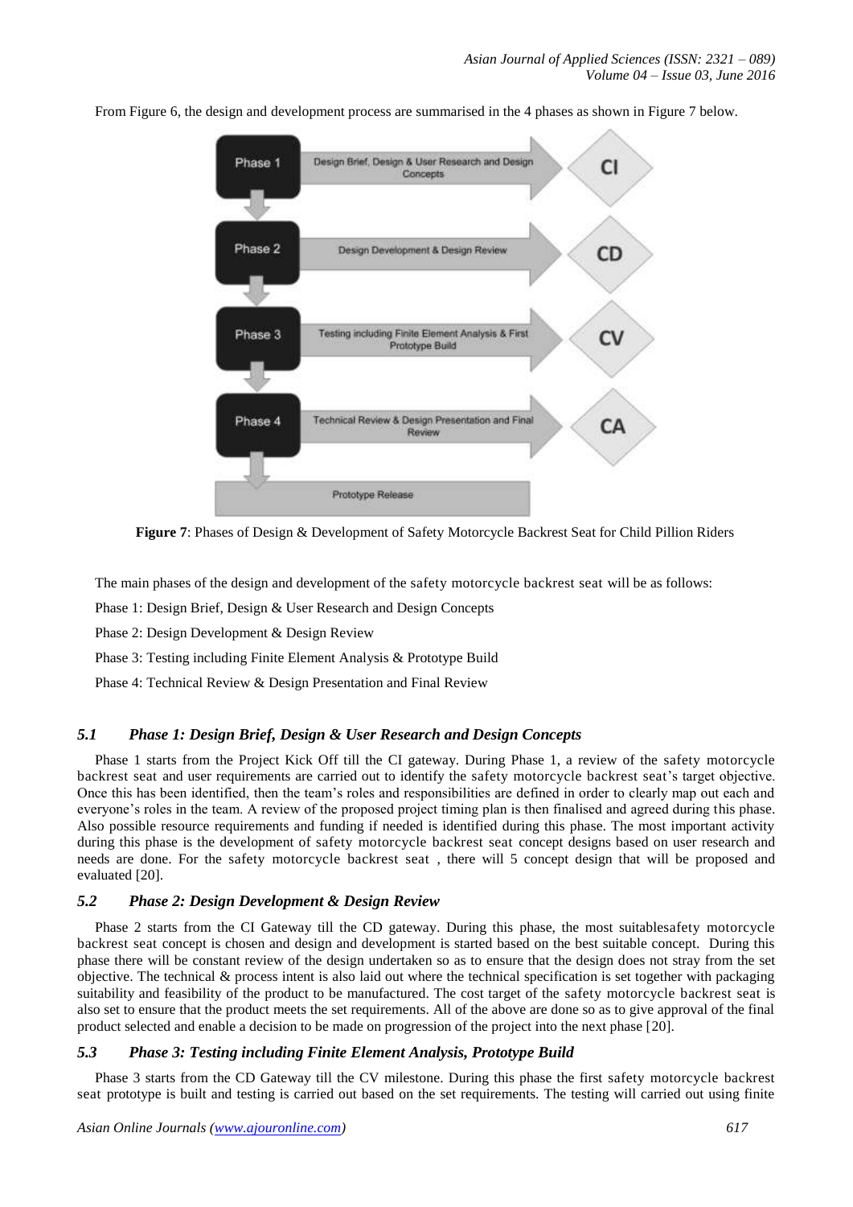From Figure 6, the design and development process are summarised in the 4 phases as shown in Figure 7 below.

| Phase | Activity | Gateway |
| --- | --- | --- |
| Phase 1 | Design Brief, Design & User Research and Design Concepts | CI |
| Phase 2 | Design Development & Design Review | CD |
| Phase 3 | Testing including Finite Element Analysis & First Prototype Build | CV |
| Phase 4 | Technical Review & Design Presentation and Final Review | CA |
| | Prototype Release | |

**Figure 7**: Phases of Design & Development of Safety Motorcycle Backrest Seat for Child Pillion Riders

The main phases of the design and development of the safety motorcycle backrest seat will be as follows:

Phase 1: Design Brief, Design & User Research and Design Concepts

Phase 2: Design Development & Design Review

Phase 3: Testing including Finite Element Analysis & Prototype Build

Phase 4: Technical Review & Design Presentation and Final Review

### *5.1 Phase 1: Design Brief, Design & User Research and Design Concepts*

Phase 1 starts from the Project Kick Off till the CI gateway. During Phase 1, a review of the safety motorcycle backrest seat and user requirements are carried out to identify the safety motorcycle backrest seat's target objective. Once this has been identified, then the team's roles and responsibilities are defined in order to clearly map out each and everyone's roles in the team. A review of the proposed project timing plan is then finalised and agreed during this phase. Also possible resource requirements and funding if needed is identified during this phase. The most important activity during this phase is the development of safety motorcycle backrest seat concept designs based on user research and needs are done. For the safety motorcycle backrest seat , there will be 5 concept design that will be proposed and evaluated [20].

### *5.2 Phase 2: Design Development & Design Review*

Phase 2 starts from the CI Gateway till the CD gateway. During this phase, the most suitablesafety motorcycle backrest seat concept is chosen and design and development is started based on the best suitable concept. During this phase there will be constant review of the design undertaken so as to ensure that the design does not stray from the set objective. The technical & process intent is also laid out where the technical specification is set together with packaging suitability and feasibility of the product to be manufactured. The cost target of the safety motorcycle backrest seat is also set to ensure that the product meets the set requirements. All of the above are done so as to give approval of the final product selected and enable a decision to be made on progression of the project into the next phase [20].

### *5.3 Phase 3: Testing including Finite Element Analysis, Prototype Build*

Phase 3 starts from the CD Gateway till the CV milestone. During this phase the first safety motorcycle backrest seat prototype is built and testing is carried out based on the set requirements. The testing will carried out using finite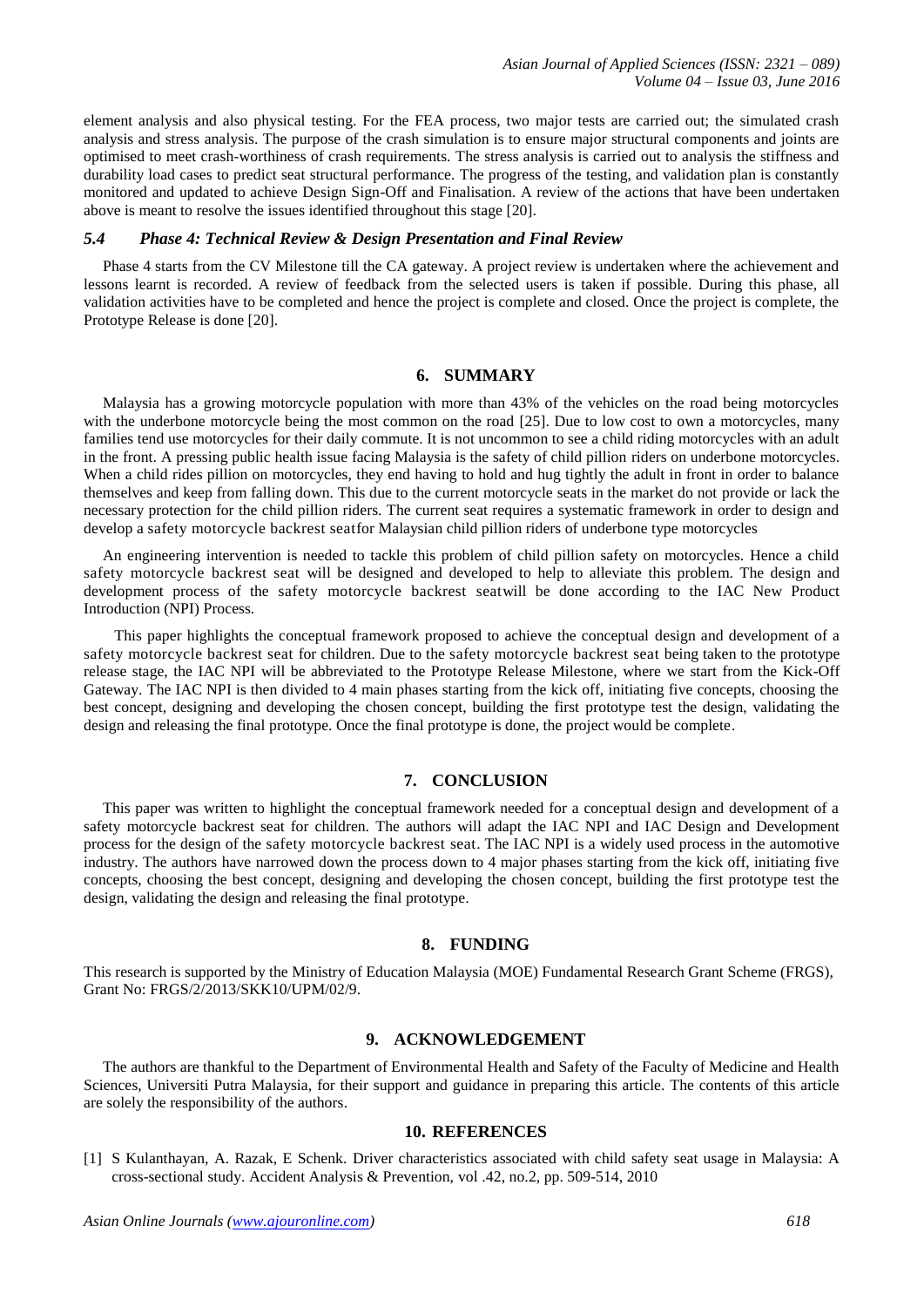element analysis and also physical testing. For the FEA process, two major tests are carried out; the simulated crash analysis and stress analysis. The purpose of the crash simulation is to ensure major structural components and joints are optimised to meet crash-worthiness of crash requirements. The stress analysis is carried out to analysis the stiffness and durability load cases to predict seat structural performance. The progress of the testing, and validation plan is constantly monitored and updated to achieve Design Sign-Off and Finalisation. A review of the actions that have been undertaken above is meant to resolve the issues identified throughout this stage [20].

### *5.4 Phase 4: Technical Review & Design Presentation and Final Review*

Phase 4 starts from the CV Milestone till the CA gateway. A project review is undertaken where the achievement and lessons learnt is recorded. A review of feedback from the selected users is taken if possible. During this phase, all validation activities have to be completed and hence the project is complete and closed. Once the project is complete, the Prototype Release is done [20].

## 6. SUMMARY

Malaysia has a growing motorcycle population with more than 43% of the vehicles on the road being motorcycles with the underbone motorcycle being the most common on the road [25]. Due to low cost to own a motorcycles, many families tend use motorcycles for their daily commute. It is not uncommon to see a child riding motorcycles with an adult in the front. A pressing public health issue facing Malaysia is the safety of child pillion riders on underbone motorcycles. When a child rides pillion on motorcycles, they end having to hold and hug tightly the adult in front in order to balance themselves and keep from falling down. This due to the current motorcycle seats in the market do not provide or lack the necessary protection for the child pillion riders. The current seat requires a systematic framework in order to design and develop a safety motorcycle backrest seatfor Malaysian child pillion riders of underbone type motorcycles

An engineering intervention is needed to tackle this problem of child pillion safety on motorcycles. Hence a child safety motorcycle backrest seat will be designed and developed to help to alleviate this problem. The design and development process of the safety motorcycle backrest seatwill be done according to the IAC New Product Introduction (NPI) Process.

This paper highlights the conceptual framework proposed to achieve the conceptual design and development of a safety motorcycle backrest seat for children. Due to the safety motorcycle backrest seat being taken to the prototype release stage, the IAC NPI will be abbreviated to the Prototype Release Milestone, where we start from the Kick-Off Gateway. The IAC NPI is then divided to 4 main phases starting from the kick off, initiating five concepts, choosing the best concept, designing and developing the chosen concept, building the first prototype test the design, validating the design and releasing the final prototype. Once the final prototype is done, the project would be complete.

## 7. CONCLUSION

This paper was written to highlight the conceptual framework needed for a conceptual design and development of a safety motorcycle backrest seat for children. The authors will adapt the IAC NPI and IAC Design and Development process for the design of the safety motorcycle backrest seat. The IAC NPI is a widely used process in the automotive industry. The authors have narrowed down the process down to 4 major phases starting from the kick off, initiating five concepts, choosing the best concept, designing and developing the chosen concept, building the first prototype test the design, validating the design and releasing the final prototype.

## 8. FUNDING

This research is supported by the Ministry of Education Malaysia (MOE) Fundamental Research Grant Scheme (FRGS), Grant No: FRGS/2/2013/SKK10/UPM/02/9.

## 9. ACKNOWLEDGEMENT

The authors are thankful to the Department of Environmental Health and Safety of the Faculty of Medicine and Health Sciences, Universiti Putra Malaysia, for their support and guidance in preparing this article. The contents of this article are solely the responsibility of the authors.

## 10. REFERENCES

[1] S Kulanthayan, A. Razak, E Schenk. Driver characteristics associated with child safety seat usage in Malaysia: A cross-sectional study. Accident Analysis & Prevention, vol .42, no.2, pp. 509-514, 2010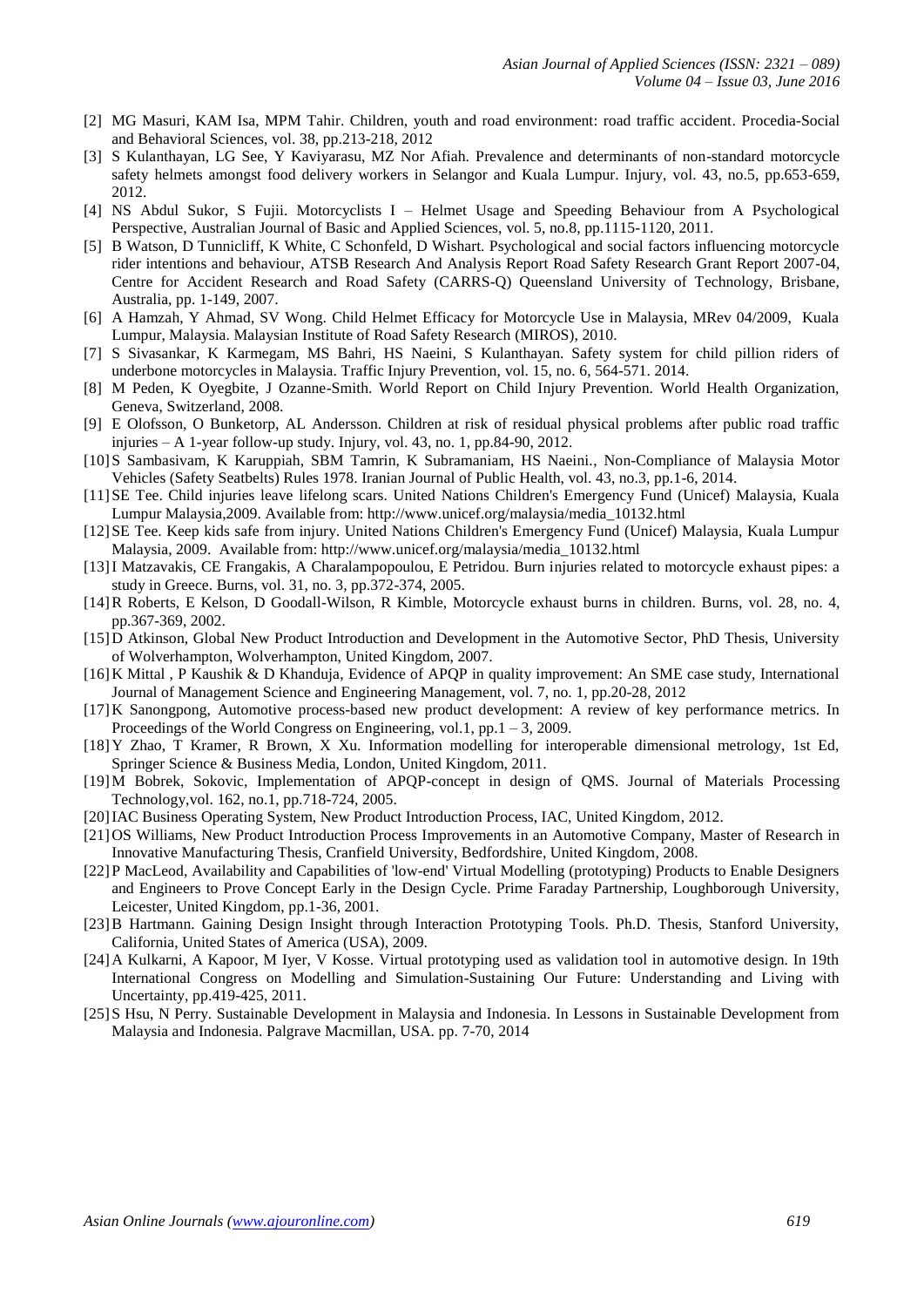[2] MG Masuri, KAM Isa, MPM Tahir. Children, youth and road environment: road traffic accident. Procedia-Social and Behavioral Sciences, vol. 38, pp.213-218, 2012

[3] S Kulanthayan, LG See, Y Kaviyarasu, MZ Nor Afiah. Prevalence and determinants of non-standard motorcycle safety helmets amongst food delivery workers in Selangor and Kuala Lumpur. Injury, vol. 43, no.5, pp.653-659, 2012.

[4] NS Abdul Sukor, S Fujii. Motorcyclists I – Helmet Usage and Speeding Behaviour from A Psychological Perspective, Australian Journal of Basic and Applied Sciences, vol. 5, no.8, pp.1115-1120, 2011.

[5] B Watson, D Tunnicliff, K White, C Schonfeld, D Wishart. Psychological and social factors influencing motorcycle rider intentions and behaviour, ATSB Research And Analysis Report Road Safety Research Grant Report 2007-04, Centre for Accident Research and Road Safety (CARRS-Q) Queensland University of Technology, Brisbane, Australia, pp. 1-149, 2007.

[6] A Hamzah, Y Ahmad, SV Wong. Child Helmet Efficacy for Motorcycle Use in Malaysia, MRev 04/2009, Kuala Lumpur, Malaysia. Malaysian Institute of Road Safety Research (MIROS), 2010.

[7] S Sivasankar, K Karmegam, MS Bahri, HS Naeini, S Kulanthayan. Safety system for child pillion riders of underbone motorcycles in Malaysia. Traffic Injury Prevention, vol. 15, no. 6, 564-571. 2014.

[8] M Peden, K Oyegbite, J Ozanne-Smith. World Report on Child Injury Prevention. World Health Organization, Geneva, Switzerland, 2008.

[9] E Olofsson, O Bunketorp, AL Andersson. Children at risk of residual physical problems after public road traffic injuries – A 1-year follow-up study. Injury, vol. 43, no. 1, pp.84-90, 2012.

[10] S Sambasivam, K Karuppiah, SBM Tamrin, K Subramaniam, HS Naeini., Non-Compliance of Malaysia Motor Vehicles (Safety Seatbelts) Rules 1978. Iranian Journal of Public Health, vol. 43, no.3, pp.1-6, 2014.

[11] SE Tee. Child injuries leave lifelong scars. United Nations Children's Emergency Fund (Unicef) Malaysia, Kuala Lumpur Malaysia,2009. Available from: http://www.unicef.org/malaysia/media_10132.html

[12] SE Tee. Keep kids safe from injury. United Nations Children's Emergency Fund (Unicef) Malaysia, Kuala Lumpur Malaysia, 2009. Available from: http://www.unicef.org/malaysia/media_10132.html

[13] I Matzavakis, CE Frangakis, A Charalampopoulou, E Petridou. Burn injuries related to motorcycle exhaust pipes: a study in Greece. Burns, vol. 31, no. 3, pp.372-374, 2005.

[14] R Roberts, E Kelson, D Goodall-Wilson, R Kimble, Motorcycle exhaust burns in children. Burns, vol. 28, no. 4, pp.367-369, 2002.

[15] D Atkinson, Global New Product Introduction and Development in the Automotive Sector, PhD Thesis, University of Wolverhampton, Wolverhampton, United Kingdom, 2007.

[16] K Mittal , P Kaushik & D Khanduja, Evidence of APQP in quality improvement: An SME case study, International Journal of Management Science and Engineering Management, vol. 7, no. 1, pp.20-28, 2012

[17] K Sanongpong, Automotive process-based new product development: A review of key performance metrics. In Proceedings of the World Congress on Engineering, vol.1, pp.1 – 3, 2009.

[18] Y Zhao, T Kramer, R Brown, X Xu. Information modelling for interoperable dimensional metrology, 1st Ed, Springer Science & Business Media, London, United Kingdom, 2011.

[19] M Bobrek, Sokovic, Implementation of APQP-concept in design of QMS. Journal of Materials Processing Technology,vol. 162, no.1, pp.718-724, 2005.

[20] IAC Business Operating System, New Product Introduction Process, IAC, United Kingdom, 2012.

[21] OS Williams, New Product Introduction Process Improvements in an Automotive Company, Master of Research in Innovative Manufacturing Thesis, Cranfield University, Bedfordshire, United Kingdom, 2008.

[22] P MacLeod, Availability and Capabilities of 'low-end' Virtual Modelling (prototyping) Products to Enable Designers and Engineers to Prove Concept Early in the Design Cycle. Prime Faraday Partnership, Loughborough University, Leicester, United Kingdom, pp.1-36, 2001.

[23] B Hartmann. Gaining Design Insight through Interaction Prototyping Tools. Ph.D. Thesis, Stanford University, California, United States of America (USA), 2009.

[24] A Kulkarni, A Kapoor, M Iyer, V Kosse. Virtual prototyping used as validation tool in automotive design. In 19th International Congress on Modelling and Simulation-Sustaining Our Future: Understanding and Living with Uncertainty, pp.419-425, 2011.

[25] S Hsu, N Perry. Sustainable Development in Malaysia and Indonesia. In Lessons in Sustainable Development from Malaysia and Indonesia. Palgrave Macmillan, USA. pp. 7-70, 2014